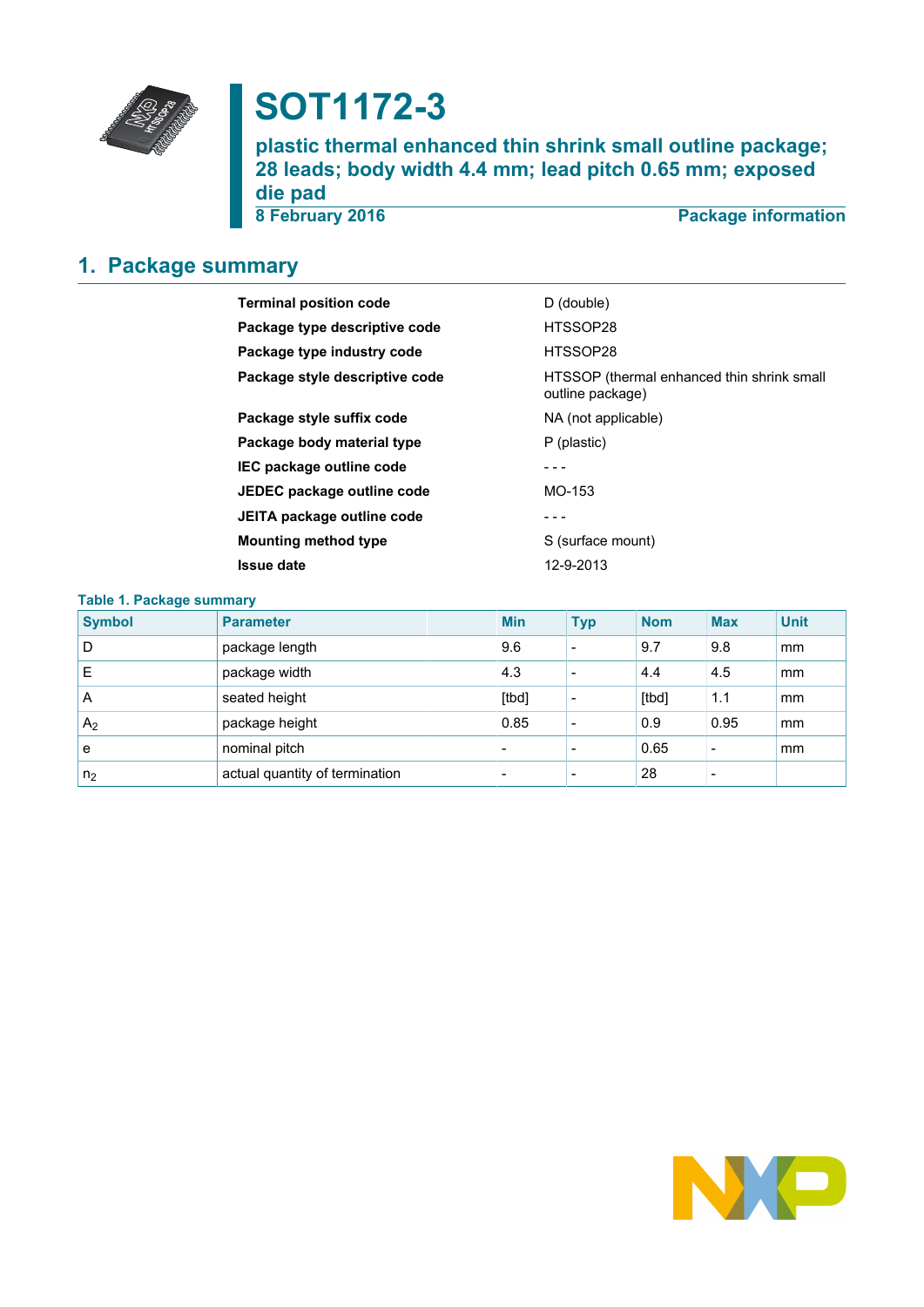# SOT1172-3

## plastic thermal enhanced thin shrink small outline package; 28 leads; body width 4.4 mm; lead pitch 0.65 mm; exposed die pad

8 February 2016 — Package information

## 1. Package summary

| | |
|---|---|
| **Terminal position code** | D (double) |
| **Package type descriptive code** | HTSSOP28 |
| **Package type industry code** | HTSSOP28 |
| **Package style descriptive code** | HTSSOP (thermal enhanced thin shrink small outline package) |
| **Package style suffix code** | NA (not applicable) |
| **Package body material type** | P (plastic) |
| **IEC package outline code** | - - - |
| **JEDEC package outline code** | MO-153 |
| **JEITA package outline code** | - - - |
| **Mounting method type** | S (surface mount) |
| **Issue date** | 12-9-2013 |

**Table 1. Package summary**

| Symbol | Parameter | Min | Typ | Nom | Max | Unit |
|---|---|---|---|---|---|---|
| D | package length | 9.6 | - | 9.7 | 9.8 | mm |
| E | package width | 4.3 | - | 4.4 | 4.5 | mm |
| A | seated height | [tbd] | - | [tbd] | 1.1 | mm |
| $A_2$ | package height | 0.85 | - | 0.9 | 0.95 | mm |
| e | nominal pitch | - | - | 0.65 | - | mm |
| $n_2$ | actual quantity of termination | - | - | 28 | - | |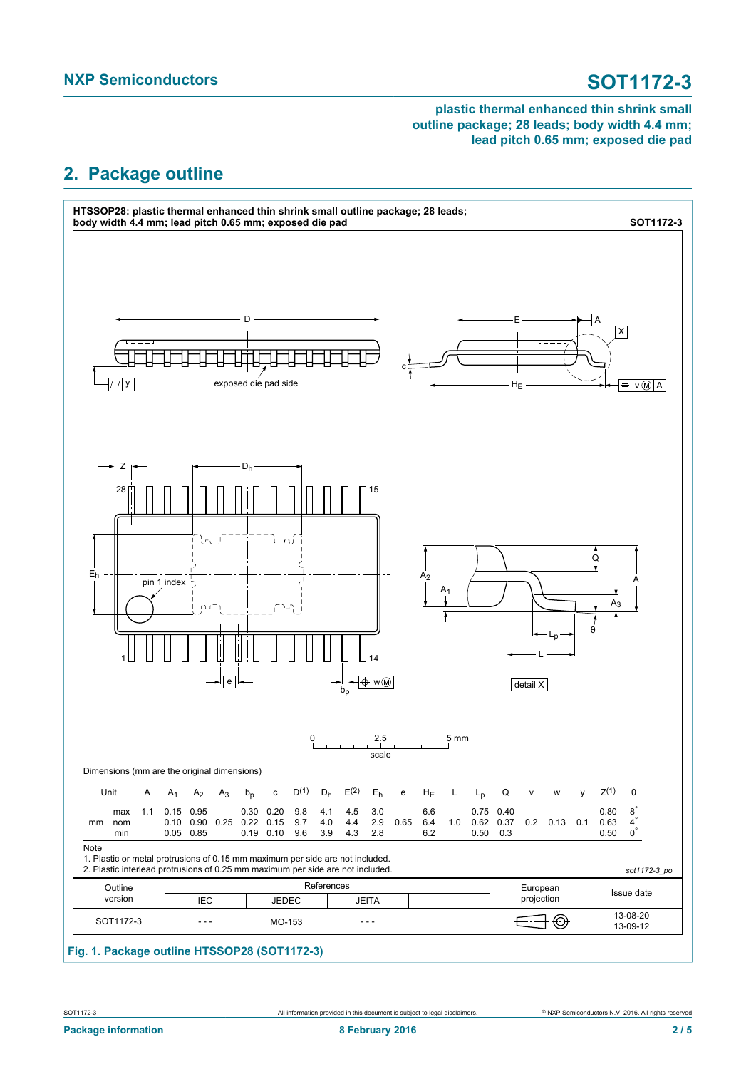plastic thermal enhanced thin shrink small outline package; 28 leads; body width 4.4 mm; lead pitch 0.65 mm; exposed die pad

## 2. Package outline

**HTSSOP28: plastic thermal enhanced thin shrink small outline package; 28 leads; body width 4.4 mm; lead pitch 0.65 mm; exposed die pad** **SOT1172-3**

Dimensions (mm are the original dimensions)

| Unit | | A | $A_1$ | $A_2$ | $A_3$ | $b_p$ | c | D(1) | $D_h$ | E(2) | $E_h$ | e | $H_E$ | L | $L_p$ | Q | v | w | y | Z(1) | θ |
|---|---|---|---|---|---|---|---|---|---|---|---|---|---|---|---|---|---|---|---|---|---|
| mm | max | 1.1 | 0.15 | 0.95 | | 0.30 | 0.20 | 9.8 | 4.1 | 4.5 | 3.0 | | 6.6 | | 0.75 | 0.40 | | | | 0.80 | 8° |
| | nom | | 0.10 | 0.90 | 0.25 | 0.22 | 0.15 | 9.7 | 4.0 | 4.4 | 2.9 | 0.65 | 6.4 | 1.0 | 0.62 | 0.37 | 0.2 | 0.13 | 0.1 | 0.63 | 4° |
| | min | | 0.05 | 0.85 | | 0.19 | 0.10 | 9.6 | 3.9 | 4.3 | 2.8 | | 6.2 | | 0.50 | 0.3 | | | | 0.50 | 0° |

Note
1. Plastic or metal protrusions of 0.15 mm maximum per side are not included.
2. Plastic interlead protrusions of 0.25 mm maximum per side are not included.

sot1172-3_po

| Outline version | References | | | | European projection | Issue date |
|---|---|---|---|---|---|---|
| | IEC | JEDEC | JEITA | | | |
| SOT1172-3 | - - - | MO-153 | - - - | | | ~~13-08-20~~ 13-09-12 |

**Fig. 1. Package outline HTSSOP28 (SOT1172-3)**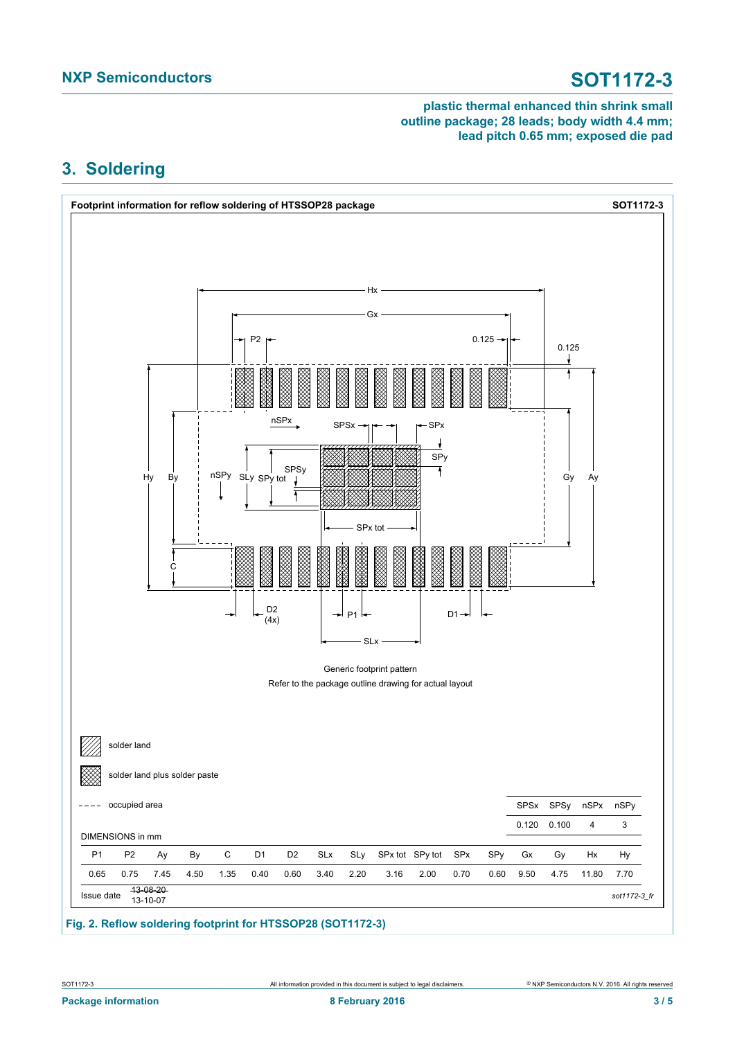## 3. Soldering

**Footprint information for reflow soldering of HTSSOP28 package** — **SOT1172-3**

Generic footprint pattern

Refer to the package outline drawing for actual layout

solder land

solder land plus solder paste

occupied area

| SPSx | SPSy | nSPx | nSPy |
|---|---|---|---|
| 0.120 | 0.100 | 4 | 3 |

DIMENSIONS in mm

| P1 | P2 | Ay | By | C | D1 | D2 | SLx | SLy | SPx tot | SPy tot | SPx | SPy | Gx | Gy | Hx | Hy |
|---|---|---|---|---|---|---|---|---|---|---|---|---|---|---|---|---|
| 0.65 | 0.75 | 7.45 | 4.50 | 1.35 | 0.40 | 0.60 | 3.40 | 2.20 | 3.16 | 2.00 | 0.70 | 0.60 | 9.50 | 4.75 | 11.80 | 7.70 |

Issue date ~~13-08-20~~ 13-10-07

*sot1172-3_fr*

**Fig. 2. Reflow soldering footprint for HTSSOP28 (SOT1172-3)**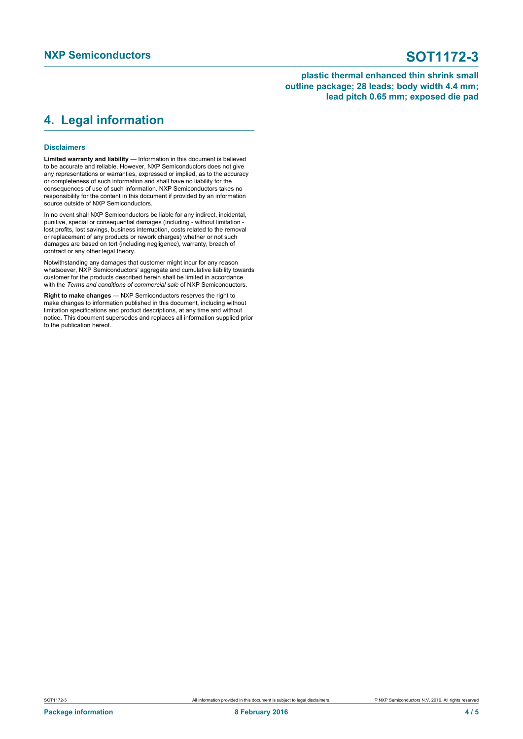## 4. Legal information

### Disclaimers

**Limited warranty and liability** — Information in this document is believed to be accurate and reliable. However, NXP Semiconductors does not give any representations or warranties, expressed or implied, as to the accuracy or completeness of such information and shall have no liability for the consequences of use of such information. NXP Semiconductors takes no responsibility for the content in this document if provided by an information source outside of NXP Semiconductors.

In no event shall NXP Semiconductors be liable for any indirect, incidental, punitive, special or consequential damages (including - without limitation - lost profits, lost savings, business interruption, costs related to the removal or replacement of any products or rework charges) whether or not such damages are based on tort (including negligence), warranty, breach of contract or any other legal theory.

Notwithstanding any damages that customer might incur for any reason whatsoever, NXP Semiconductors' aggregate and cumulative liability towards customer for the products described herein shall be limited in accordance with the *Terms and conditions of commercial sale* of NXP Semiconductors.

**Right to make changes** — NXP Semiconductors reserves the right to make changes to information published in this document, including without limitation specifications and product descriptions, at any time and without notice. This document supersedes and replaces all information supplied prior to the publication hereof.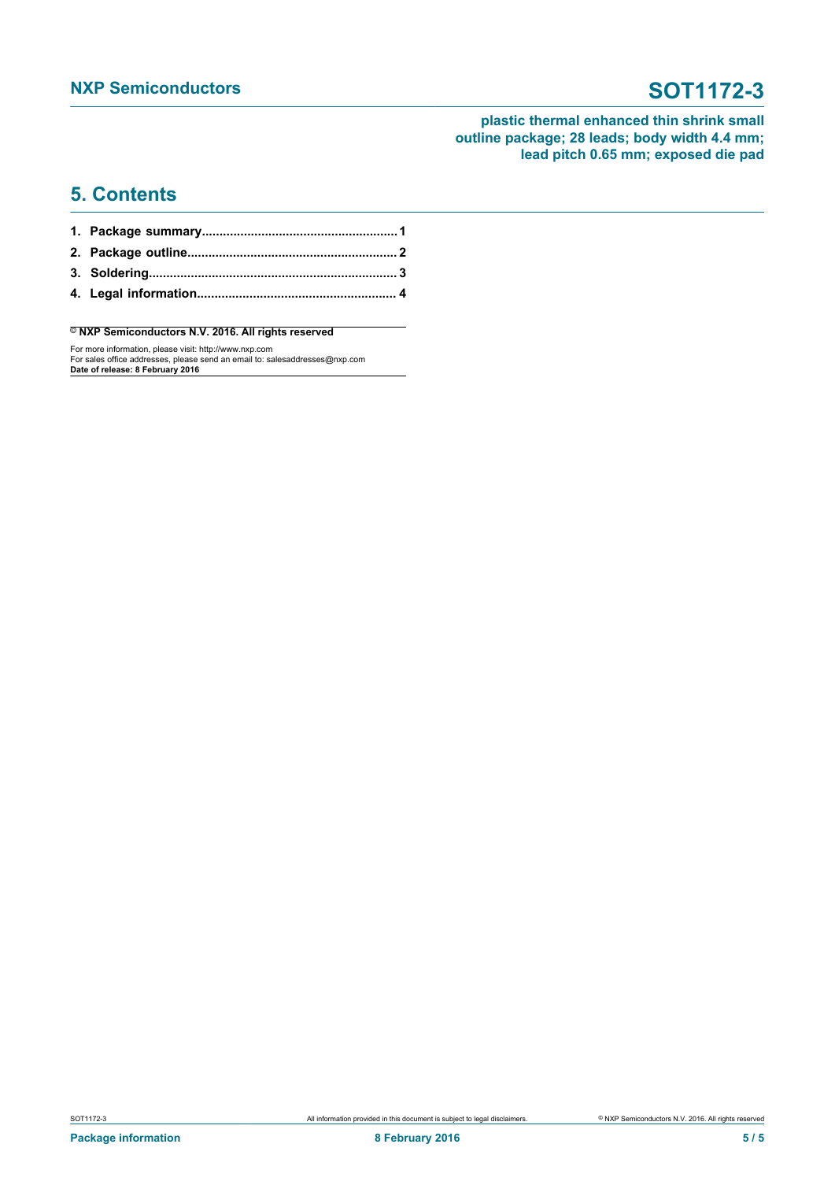## 5. Contents

**1. Package summary....................................................... 1**
**2. Package outline........................................................... 2**
**3. Soldering..................................................................... 3**
**4. Legal information......................................................... 4**

**© NXP Semiconductors N.V. 2016. All rights reserved**

For more information, please visit: http://www.nxp.com
For sales office addresses, please send an email to: salesaddresses@nxp.com
**Date of release: 8 February 2016**